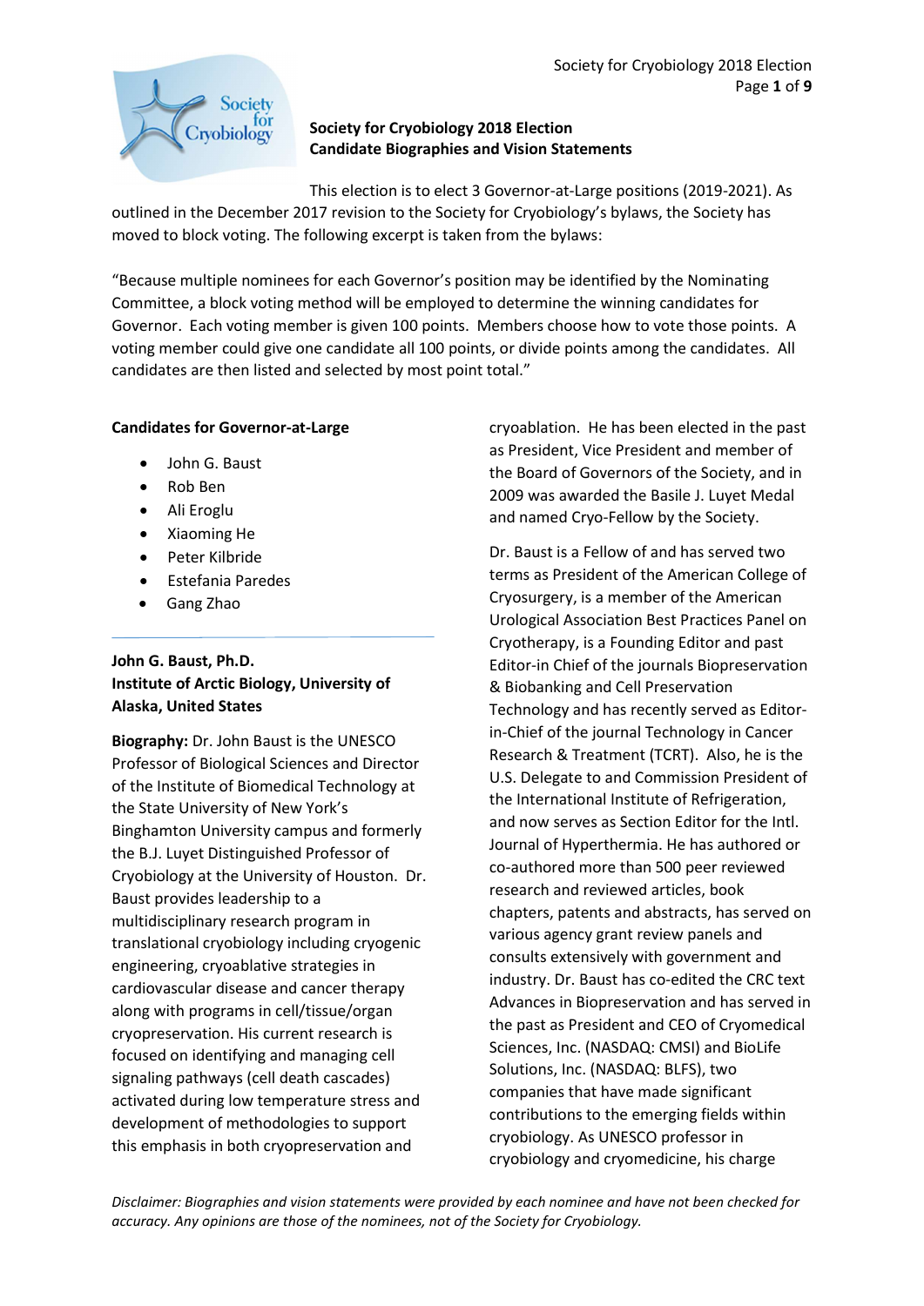**Society for Cryobiology 2018 Election**
**Candidate Biographies and Vision Statements**

This election is to elect 3 Governor-at-Large positions (2019-2021). As outlined in the December 2017 revision to the Society for Cryobiology's bylaws, the Society has moved to block voting. The following excerpt is taken from the bylaws:

"Because multiple nominees for each Governor's position may be identified by the Nominating Committee, a block voting method will be employed to determine the winning candidates for Governor. Each voting member is given 100 points. Members choose how to vote those points. A voting member could give one candidate all 100 points, or divide points among the candidates. All candidates are then listed and selected by most point total."

**Candidates for Governor-at-Large**

- John G. Baust
- Rob Ben
- Ali Eroglu
- Xiaoming He
- Peter Kilbride
- Estefania Paredes
- Gang Zhao

---

**John G. Baust, Ph.D.**
**Institute of Arctic Biology, University of Alaska, United States**

**Biography:** Dr. John Baust is the UNESCO Professor of Biological Sciences and Director of the Institute of Biomedical Technology at the State University of New York's Binghamton University campus and formerly the B.J. Luyet Distinguished Professor of Cryobiology at the University of Houston. Dr. Baust provides leadership to a multidisciplinary research program in translational cryobiology including cryogenic engineering, cryoablative strategies in cardiovascular disease and cancer therapy along with programs in cell/tissue/organ cryopreservation. His current research is focused on identifying and managing cell signaling pathways (cell death cascades) activated during low temperature stress and development of methodologies to support this emphasis in both cryopreservation and cryoablation. He has been elected in the past as President, Vice President and member of the Board of Governors of the Society, and in 2009 was awarded the Basile J. Luyet Medal and named Cryo-Fellow by the Society.

Dr. Baust is a Fellow of and has served two terms as President of the American College of Cryosurgery, is a member of the American Urological Association Best Practices Panel on Cryotherapy, is a Founding Editor and past Editor-in Chief of the journals Biopreservation & Biobanking and Cell Preservation Technology and has recently served as Editor-in-Chief of the journal Technology in Cancer Research & Treatment (TCRT). Also, he is the U.S. Delegate to and Commission President of the International Institute of Refrigeration, and now serves as Section Editor for the Intl. Journal of Hyperthermia. He has authored or co-authored more than 500 peer reviewed research and reviewed articles, book chapters, patents and abstracts, has served on various agency grant review panels and consults extensively with government and industry. Dr. Baust has co-edited the CRC text Advances in Biopreservation and has served in the past as President and CEO of Cryomedical Sciences, Inc. (NASDAQ: CMSI) and BioLife Solutions, Inc. (NASDAQ: BLFS), two companies that have made significant contributions to the emerging fields within cryobiology. As UNESCO professor in cryobiology and cryomedicine, his charge

*Disclaimer: Biographies and vision statements were provided by each nominee and have not been checked for accuracy. Any opinions are those of the nominees, not of the Society for Cryobiology.*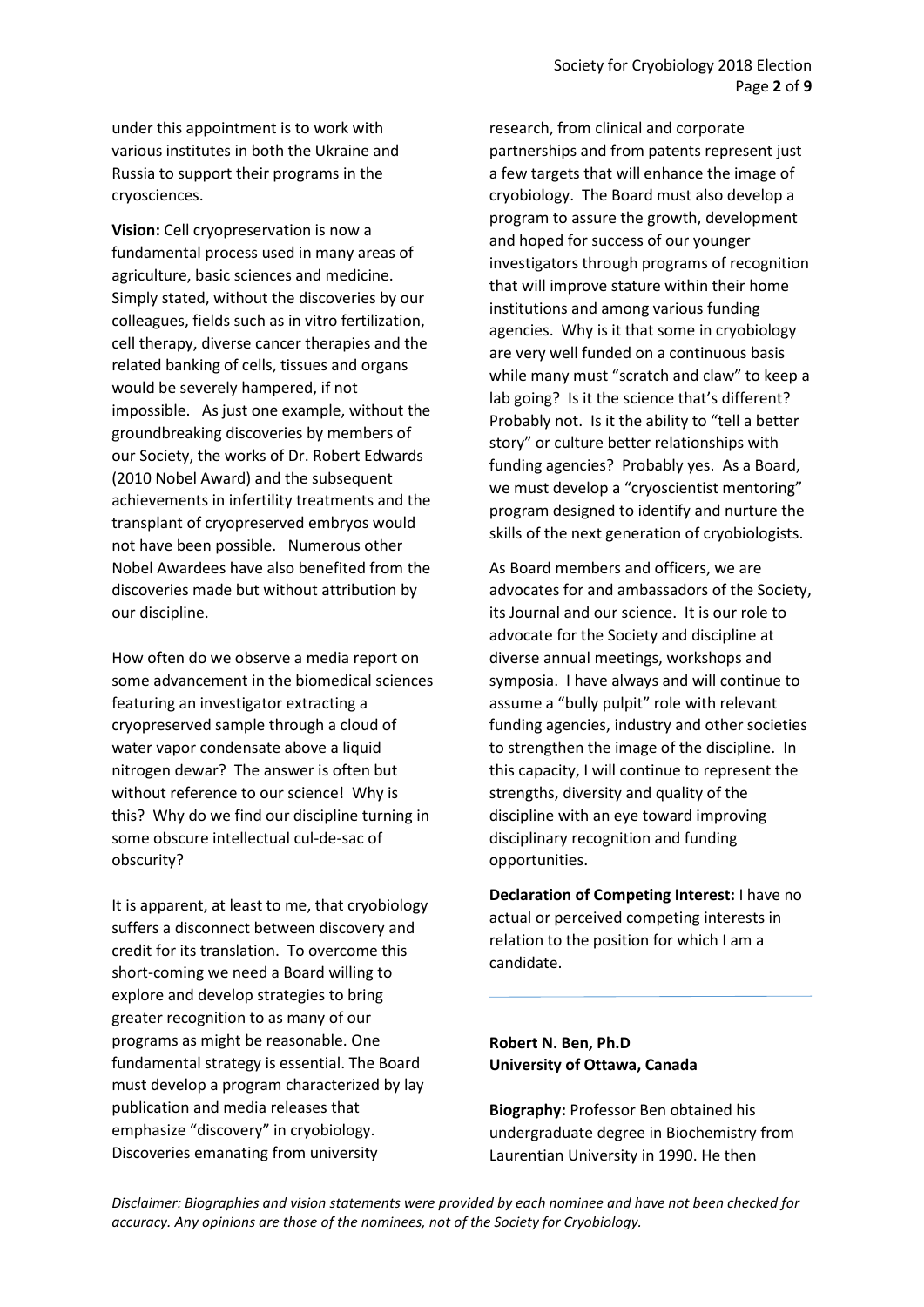under this appointment is to work with various institutes in both the Ukraine and Russia to support their programs in the cryosciences.

**Vision:** Cell cryopreservation is now a fundamental process used in many areas of agriculture, basic sciences and medicine. Simply stated, without the discoveries by our colleagues, fields such as in vitro fertilization, cell therapy, diverse cancer therapies and the related banking of cells, tissues and organs would be severely hampered, if not impossible. As just one example, without the groundbreaking discoveries by members of our Society, the works of Dr. Robert Edwards (2010 Nobel Award) and the subsequent achievements in infertility treatments and the transplant of cryopreserved embryos would not have been possible. Numerous other Nobel Awardees have also benefited from the discoveries made but without attribution by our discipline.

How often do we observe a media report on some advancement in the biomedical sciences featuring an investigator extracting a cryopreserved sample through a cloud of water vapor condensate above a liquid nitrogen dewar? The answer is often but without reference to our science! Why is this? Why do we find our discipline turning in some obscure intellectual cul-de-sac of obscurity?

It is apparent, at least to me, that cryobiology suffers a disconnect between discovery and credit for its translation. To overcome this short-coming we need a Board willing to explore and develop strategies to bring greater recognition to as many of our programs as might be reasonable. One fundamental strategy is essential. The Board must develop a program characterized by lay publication and media releases that emphasize "discovery" in cryobiology. Discoveries emanating from university research, from clinical and corporate partnerships and from patents represent just a few targets that will enhance the image of cryobiology. The Board must also develop a program to assure the growth, development and hoped for success of our younger investigators through programs of recognition that will improve stature within their home institutions and among various funding agencies. Why is it that some in cryobiology are very well funded on a continuous basis while many must "scratch and claw" to keep a lab going? Is it the science that's different? Probably not. Is it the ability to "tell a better story" or culture better relationships with funding agencies? Probably yes. As a Board, we must develop a "cryoscientist mentoring" program designed to identify and nurture the skills of the next generation of cryobiologists.

As Board members and officers, we are advocates for and ambassadors of the Society, its Journal and our science. It is our role to advocate for the Society and discipline at diverse annual meetings, workshops and symposia. I have always and will continue to assume a "bully pulpit" role with relevant funding agencies, industry and other societies to strengthen the image of the discipline. In this capacity, I will continue to represent the strengths, diversity and quality of the discipline with an eye toward improving disciplinary recognition and funding opportunities.

**Declaration of Competing Interest:** I have no actual or perceived competing interests in relation to the position for which I am a candidate.

---

**Robert N. Ben, Ph.D**
**University of Ottawa, Canada**

**Biography:** Professor Ben obtained his undergraduate degree in Biochemistry from Laurentian University in 1990. He then

*Disclaimer: Biographies and vision statements were provided by each nominee and have not been checked for accuracy. Any opinions are those of the nominees, not of the Society for Cryobiology.*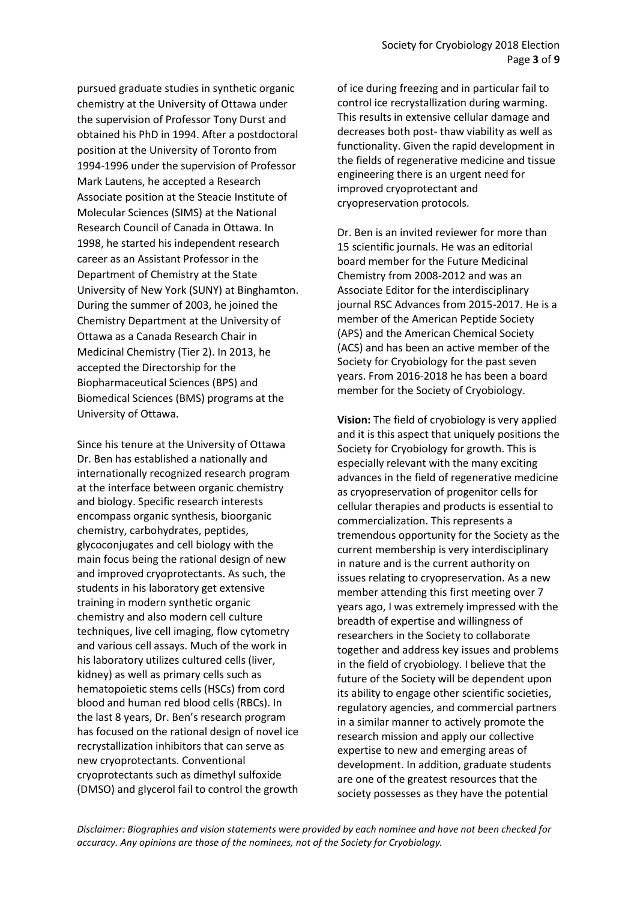pursued graduate studies in synthetic organic chemistry at the University of Ottawa under the supervision of Professor Tony Durst and obtained his PhD in 1994. After a postdoctoral position at the University of Toronto from 1994-1996 under the supervision of Professor Mark Lautens, he accepted a Research Associate position at the Steacie Institute of Molecular Sciences (SIMS) at the National Research Council of Canada in Ottawa. In 1998, he started his independent research career as an Assistant Professor in the Department of Chemistry at the State University of New York (SUNY) at Binghamton. During the summer of 2003, he joined the Chemistry Department at the University of Ottawa as a Canada Research Chair in Medicinal Chemistry (Tier 2). In 2013, he accepted the Directorship for the Biopharmaceutical Sciences (BPS) and Biomedical Sciences (BMS) programs at the University of Ottawa.

Since his tenure at the University of Ottawa Dr. Ben has established a nationally and internationally recognized research program at the interface between organic chemistry and biology. Specific research interests encompass organic synthesis, bioorganic chemistry, carbohydrates, peptides, glycoconjugates and cell biology with the main focus being the rational design of new and improved cryoprotectants. As such, the students in his laboratory get extensive training in modern synthetic organic chemistry and also modern cell culture techniques, live cell imaging, flow cytometry and various cell assays. Much of the work in his laboratory utilizes cultured cells (liver, kidney) as well as primary cells such as hematopoietic stems cells (HSCs) from cord blood and human red blood cells (RBCs). In the last 8 years, Dr. Ben's research program has focused on the rational design of novel ice recrystallization inhibitors that can serve as new cryoprotectants. Conventional cryoprotectants such as dimethyl sulfoxide (DMSO) and glycerol fail to control the growth of ice during freezing and in particular fail to control ice recrystallization during warming. This results in extensive cellular damage and decreases both post- thaw viability as well as functionality. Given the rapid development in the fields of regenerative medicine and tissue engineering there is an urgent need for improved cryoprotectant and cryopreservation protocols.

Dr. Ben is an invited reviewer for more than 15 scientific journals. He was an editorial board member for the Future Medicinal Chemistry from 2008-2012 and was an Associate Editor for the interdisciplinary journal RSC Advances from 2015-2017. He is a member of the American Peptide Society (APS) and the American Chemical Society (ACS) and has been an active member of the Society for Cryobiology for the past seven years. From 2016-2018 he has been a board member for the Society of Cryobiology.

**Vision:** The field of cryobiology is very applied and it is this aspect that uniquely positions the Society for Cryobiology for growth. This is especially relevant with the many exciting advances in the field of regenerative medicine as cryopreservation of progenitor cells for cellular therapies and products is essential to commercialization. This represents a tremendous opportunity for the Society as the current membership is very interdisciplinary in nature and is the current authority on issues relating to cryopreservation. As a new member attending this first meeting over 7 years ago, I was extremely impressed with the breadth of expertise and willingness of researchers in the Society to collaborate together and address key issues and problems in the field of cryobiology. I believe that the future of the Society will be dependent upon its ability to engage other scientific societies, regulatory agencies, and commercial partners in a similar manner to actively promote the research mission and apply our collective expertise to new and emerging areas of development. In addition, graduate students are one of the greatest resources that the society possesses as they have the potential

*Disclaimer: Biographies and vision statements were provided by each nominee and have not been checked for accuracy. Any opinions are those of the nominees, not of the Society for Cryobiology.*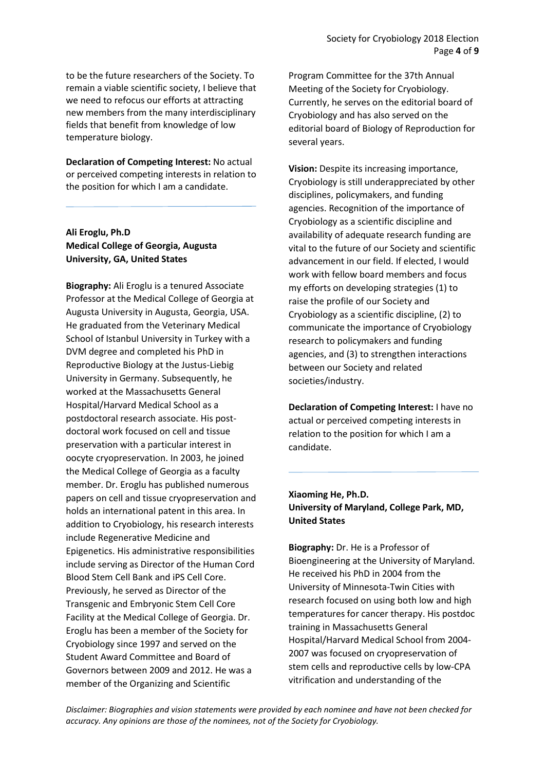to be the future researchers of the Society. To remain a viable scientific society, I believe that we need to refocus our efforts at attracting new members from the many interdisciplinary fields that benefit from knowledge of low temperature biology.

**Declaration of Competing Interest:** No actual or perceived competing interests in relation to the position for which I am a candidate.

---

**Ali Eroglu, Ph.D**
**Medical College of Georgia, Augusta University, GA, United States**

**Biography:** Ali Eroglu is a tenured Associate Professor at the Medical College of Georgia at Augusta University in Augusta, Georgia, USA. He graduated from the Veterinary Medical School of Istanbul University in Turkey with a DVM degree and completed his PhD in Reproductive Biology at the Justus-Liebig University in Germany. Subsequently, he worked at the Massachusetts General Hospital/Harvard Medical School as a postdoctoral research associate. His post-doctoral work focused on cell and tissue preservation with a particular interest in oocyte cryopreservation. In 2003, he joined the Medical College of Georgia as a faculty member. Dr. Eroglu has published numerous papers on cell and tissue cryopreservation and holds an international patent in this area. In addition to Cryobiology, his research interests include Regenerative Medicine and Epigenetics. His administrative responsibilities include serving as Director of the Human Cord Blood Stem Cell Bank and iPS Cell Core. Previously, he served as Director of the Transgenic and Embryonic Stem Cell Core Facility at the Medical College of Georgia. Dr. Eroglu has been a member of the Society for Cryobiology since 1997 and served on the Student Award Committee and Board of Governors between 2009 and 2012. He was a member of the Organizing and Scientific Program Committee for the 37th Annual Meeting of the Society for Cryobiology. Currently, he serves on the editorial board of Cryobiology and has also served on the editorial board of Biology of Reproduction for several years.

**Vision:** Despite its increasing importance, Cryobiology is still underappreciated by other disciplines, policymakers, and funding agencies. Recognition of the importance of Cryobiology as a scientific discipline and availability of adequate research funding are vital to the future of our Society and scientific advancement in our field. If elected, I would work with fellow board members and focus my efforts on developing strategies (1) to raise the profile of our Society and Cryobiology as a scientific discipline, (2) to communicate the importance of Cryobiology research to policymakers and funding agencies, and (3) to strengthen interactions between our Society and related societies/industry.

**Declaration of Competing Interest:** I have no actual or perceived competing interests in relation to the position for which I am a candidate.

---

**Xiaoming He, Ph.D.**
**University of Maryland, College Park, MD, United States**

**Biography:** Dr. He is a Professor of Bioengineering at the University of Maryland. He received his PhD in 2004 from the University of Minnesota-Twin Cities with research focused on using both low and high temperatures for cancer therapy. His postdoc training in Massachusetts General Hospital/Harvard Medical School from 2004-2007 was focused on cryopreservation of stem cells and reproductive cells by low-CPA vitrification and understanding of the

*Disclaimer: Biographies and vision statements were provided by each nominee and have not been checked for accuracy. Any opinions are those of the nominees, not of the Society for Cryobiology.*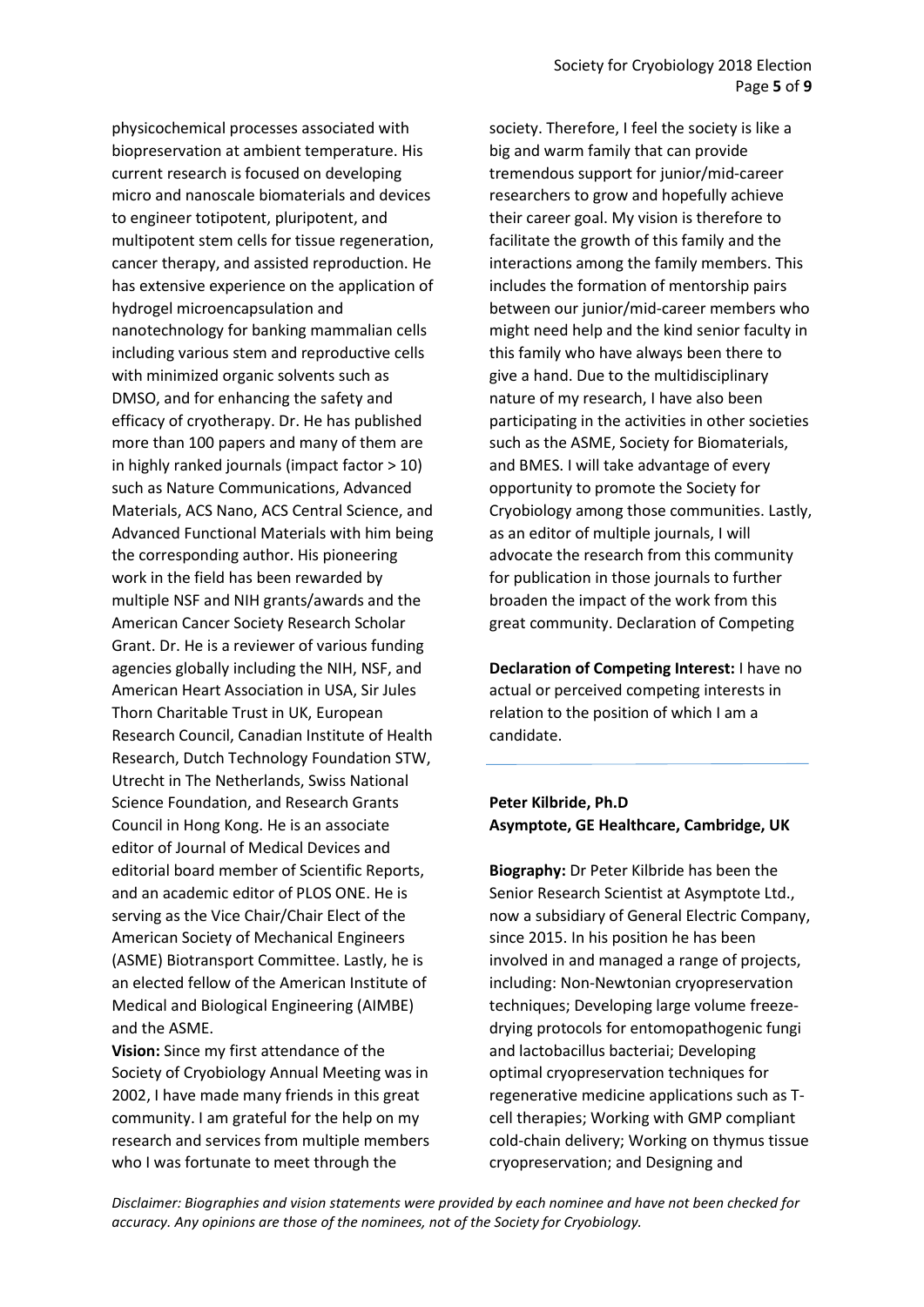physicochemical processes associated with biopreservation at ambient temperature. His current research is focused on developing micro and nanoscale biomaterials and devices to engineer totipotent, pluripotent, and multipotent stem cells for tissue regeneration, cancer therapy, and assisted reproduction. He has extensive experience on the application of hydrogel microencapsulation and nanotechnology for banking mammalian cells including various stem and reproductive cells with minimized organic solvents such as DMSO, and for enhancing the safety and efficacy of cryotherapy. Dr. He has published more than 100 papers and many of them are in highly ranked journals (impact factor > 10) such as Nature Communications, Advanced Materials, ACS Nano, ACS Central Science, and Advanced Functional Materials with him being the corresponding author. His pioneering work in the field has been rewarded by multiple NSF and NIH grants/awards and the American Cancer Society Research Scholar Grant. Dr. He is a reviewer of various funding agencies globally including the NIH, NSF, and American Heart Association in USA, Sir Jules Thorn Charitable Trust in UK, European Research Council, Canadian Institute of Health Research, Dutch Technology Foundation STW, Utrecht in The Netherlands, Swiss National Science Foundation, and Research Grants Council in Hong Kong. He is an associate editor of Journal of Medical Devices and editorial board member of Scientific Reports, and an academic editor of PLOS ONE. He is serving as the Vice Chair/Chair Elect of the American Society of Mechanical Engineers (ASME) Biotransport Committee. Lastly, he is an elected fellow of the American Institute of Medical and Biological Engineering (AIMBE) and the ASME.

**Vision:** Since my first attendance of the Society of Cryobiology Annual Meeting was in 2002, I have made many friends in this great community. I am grateful for the help on my research and services from multiple members who I was fortunate to meet through the society. Therefore, I feel the society is like a big and warm family that can provide tremendous support for junior/mid-career researchers to grow and hopefully achieve their career goal. My vision is therefore to facilitate the growth of this family and the interactions among the family members. This includes the formation of mentorship pairs between our junior/mid-career members who might need help and the kind senior faculty in this family who have always been there to give a hand. Due to the multidisciplinary nature of my research, I have also been participating in the activities in other societies such as the ASME, Society for Biomaterials, and BMES. I will take advantage of every opportunity to promote the Society for Cryobiology among those communities. Lastly, as an editor of multiple journals, I will advocate the research from this community for publication in those journals to further broaden the impact of the work from this great community. Declaration of Competing

**Declaration of Competing Interest:** I have no actual or perceived competing interests in relation to the position of which I am a candidate.

---

**Peter Kilbride, Ph.D**
**Asymptote, GE Healthcare, Cambridge, UK**

**Biography:** Dr Peter Kilbride has been the Senior Research Scientist at Asymptote Ltd., now a subsidiary of General Electric Company, since 2015. In his position he has been involved in and managed a range of projects, including: Non-Newtonian cryopreservation techniques; Developing large volume freeze-drying protocols for entomopathogenic fungi and lactobacillus bacteriai; Developing optimal cryopreservation techniques for regenerative medicine applications such as T-cell therapies; Working with GMP compliant cold-chain delivery; Working on thymus tissue cryopreservation; and Designing and

*Disclaimer: Biographies and vision statements were provided by each nominee and have not been checked for accuracy. Any opinions are those of the nominees, not of the Society for Cryobiology.*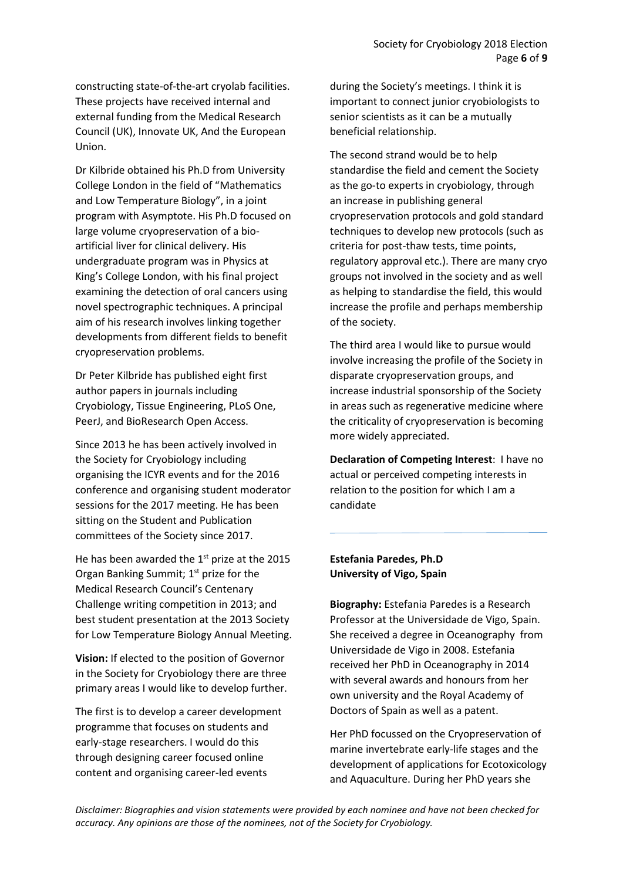constructing state-of-the-art cryolab facilities. These projects have received internal and external funding from the Medical Research Council (UK), Innovate UK, And the European Union.

Dr Kilbride obtained his Ph.D from University College London in the field of "Mathematics and Low Temperature Biology", in a joint program with Asymptote. His Ph.D focused on large volume cryopreservation of a bio-artificial liver for clinical delivery. His undergraduate program was in Physics at King's College London, with his final project examining the detection of oral cancers using novel spectrographic techniques. A principal aim of his research involves linking together developments from different fields to benefit cryopreservation problems.

Dr Peter Kilbride has published eight first author papers in journals including Cryobiology, Tissue Engineering, PLoS One, PeerJ, and BioResearch Open Access.

Since 2013 he has been actively involved in the Society for Cryobiology including organising the ICYR events and for the 2016 conference and organising student moderator sessions for the 2017 meeting. He has been sitting on the Student and Publication committees of the Society since 2017.

He has been awarded the 1st prize at the 2015 Organ Banking Summit; 1st prize for the Medical Research Council's Centenary Challenge writing competition in 2013; and best student presentation at the 2013 Society for Low Temperature Biology Annual Meeting.

**Vision:** If elected to the position of Governor in the Society for Cryobiology there are three primary areas I would like to develop further.

The first is to develop a career development programme that focuses on students and early-stage researchers. I would do this through designing career focused online content and organising career-led events during the Society's meetings. I think it is important to connect junior cryobiologists to senior scientists as it can be a mutually beneficial relationship.

The second strand would be to help standardise the field and cement the Society as the go-to experts in cryobiology, through an increase in publishing general cryopreservation protocols and gold standard techniques to develop new protocols (such as criteria for post-thaw tests, time points, regulatory approval etc.). There are many cryo groups not involved in the society and as well as helping to standardise the field, this would increase the profile and perhaps membership of the society.

The third area I would like to pursue would involve increasing the profile of the Society in disparate cryopreservation groups, and increase industrial sponsorship of the Society in areas such as regenerative medicine where the criticality of cryopreservation is becoming more widely appreciated.

**Declaration of Competing Interest**: I have no actual or perceived competing interests in relation to the position for which I am a candidate

---

**Estefania Paredes, Ph.D**
**University of Vigo, Spain**

**Biography:** Estefania Paredes is a Research Professor at the Universidade de Vigo, Spain. She received a degree in Oceanography from Universidade de Vigo in 2008. Estefania received her PhD in Oceanography in 2014 with several awards and honours from her own university and the Royal Academy of Doctors of Spain as well as a patent.

Her PhD focussed on the Cryopreservation of marine invertebrate early-life stages and the development of applications for Ecotoxicology and Aquaculture. During her PhD years she

*Disclaimer: Biographies and vision statements were provided by each nominee and have not been checked for accuracy. Any opinions are those of the nominees, not of the Society for Cryobiology.*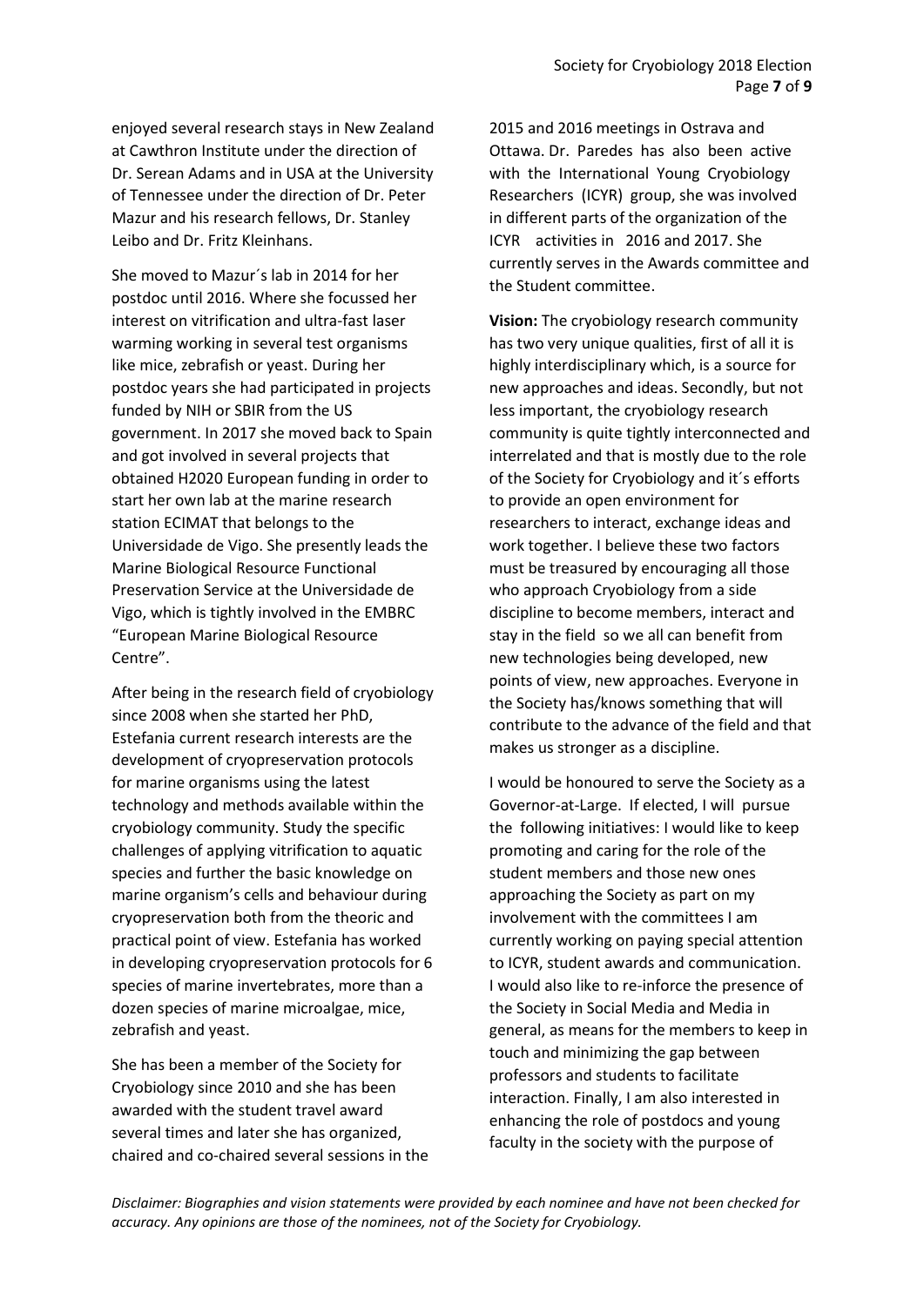enjoyed several research stays in New Zealand at Cawthron Institute under the direction of Dr. Serean Adams and in USA at the University of Tennessee under the direction of Dr. Peter Mazur and his research fellows, Dr. Stanley Leibo and Dr. Fritz Kleinhans.

She moved to Mazur´s lab in 2014 for her postdoc until 2016. Where she focussed her interest on vitrification and ultra-fast laser warming working in several test organisms like mice, zebrafish or yeast. During her postdoc years she had participated in projects funded by NIH or SBIR from the US government. In 2017 she moved back to Spain and got involved in several projects that obtained H2020 European funding in order to start her own lab at the marine research station ECIMAT that belongs to the Universidade de Vigo. She presently leads the Marine Biological Resource Functional Preservation Service at the Universidade de Vigo, which is tightly involved in the EMBRC "European Marine Biological Resource Centre".

After being in the research field of cryobiology since 2008 when she started her PhD, Estefania current research interests are the development of cryopreservation protocols for marine organisms using the latest technology and methods available within the cryobiology community. Study the specific challenges of applying vitrification to aquatic species and further the basic knowledge on marine organism's cells and behaviour during cryopreservation both from the theoric and practical point of view. Estefania has worked in developing cryopreservation protocols for 6 species of marine invertebrates, more than a dozen species of marine microalgae, mice, zebrafish and yeast.

She has been a member of the Society for Cryobiology since 2010 and she has been awarded with the student travel award several times and later she has organized, chaired and co-chaired several sessions in the 2015 and 2016 meetings in Ostrava and Ottawa. Dr. Paredes has also been active with the International Young Cryobiology Researchers (ICYR) group, she was involved in different parts of the organization of the ICYR activities in 2016 and 2017. She currently serves in the Awards committee and the Student committee.

**Vision:** The cryobiology research community has two very unique qualities, first of all it is highly interdisciplinary which, is a source for new approaches and ideas. Secondly, but not less important, the cryobiology research community is quite tightly interconnected and interrelated and that is mostly due to the role of the Society for Cryobiology and it´s efforts to provide an open environment for researchers to interact, exchange ideas and work together. I believe these two factors must be treasured by encouraging all those who approach Cryobiology from a side discipline to become members, interact and stay in the field so we all can benefit from new technologies being developed, new points of view, new approaches. Everyone in the Society has/knows something that will contribute to the advance of the field and that makes us stronger as a discipline.

I would be honoured to serve the Society as a Governor-at-Large. If elected, I will pursue the following initiatives: I would like to keep promoting and caring for the role of the student members and those new ones approaching the Society as part on my involvement with the committees I am currently working on paying special attention to ICYR, student awards and communication. I would also like to re-inforce the presence of the Society in Social Media and Media in general, as means for the members to keep in touch and minimizing the gap between professors and students to facilitate interaction. Finally, I am also interested in enhancing the role of postdocs and young faculty in the society with the purpose of

*Disclaimer: Biographies and vision statements were provided by each nominee and have not been checked for accuracy. Any opinions are those of the nominees, not of the Society for Cryobiology.*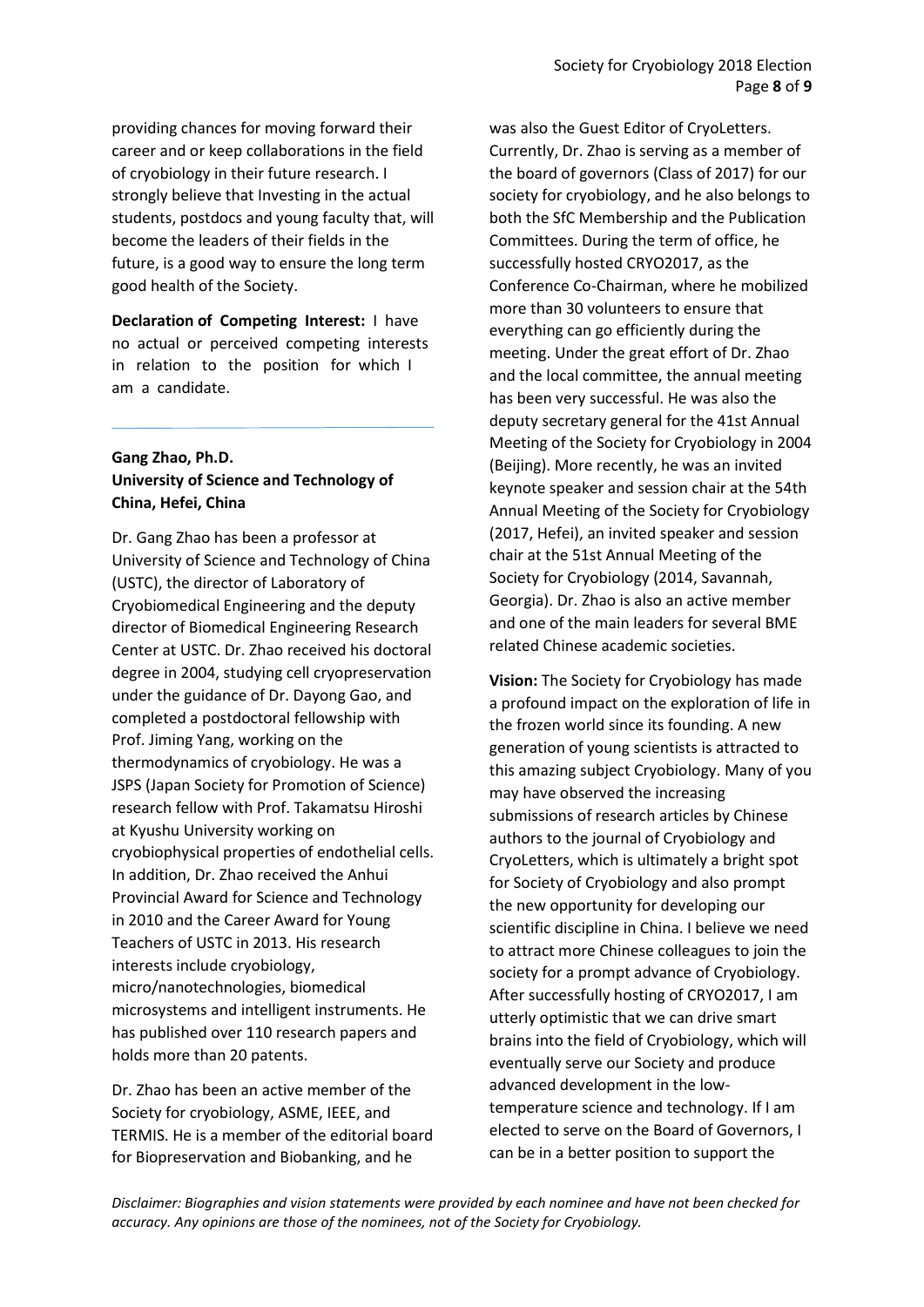providing chances for moving forward their career and or keep collaborations in the field of cryobiology in their future research. I strongly believe that Investing in the actual students, postdocs and young faculty that, will become the leaders of their fields in the future, is a good way to ensure the long term good health of the Society.

**Declaration of Competing Interest:** I have no actual or perceived competing interests in relation to the position for which I am a candidate.

---

**Gang Zhao, Ph.D.**
**University of Science and Technology of China, Hefei, China**

Dr. Gang Zhao has been a professor at University of Science and Technology of China (USTC), the director of Laboratory of Cryobiomedical Engineering and the deputy director of Biomedical Engineering Research Center at USTC. Dr. Zhao received his doctoral degree in 2004, studying cell cryopreservation under the guidance of Dr. Dayong Gao, and completed a postdoctoral fellowship with Prof. Jiming Yang, working on the thermodynamics of cryobiology. He was a JSPS (Japan Society for Promotion of Science) research fellow with Prof. Takamatsu Hiroshi at Kyushu University working on cryobiophysical properties of endothelial cells. In addition, Dr. Zhao received the Anhui Provincial Award for Science and Technology in 2010 and the Career Award for Young Teachers of USTC in 2013. His research interests include cryobiology, micro/nanotechnologies, biomedical microsystems and intelligent instruments. He has published over 110 research papers and holds more than 20 patents.

Dr. Zhao has been an active member of the Society for cryobiology, ASME, IEEE, and TERMIS. He is a member of the editorial board for Biopreservation and Biobanking, and he was also the Guest Editor of CryoLetters. Currently, Dr. Zhao is serving as a member of the board of governors (Class of 2017) for our society for cryobiology, and he also belongs to both the SfC Membership and the Publication Committees. During the term of office, he successfully hosted CRYO2017, as the Conference Co-Chairman, where he mobilized more than 30 volunteers to ensure that everything can go efficiently during the meeting. Under the great effort of Dr. Zhao and the local committee, the annual meeting has been very successful. He was also the deputy secretary general for the 41st Annual Meeting of the Society for Cryobiology in 2004 (Beijing). More recently, he was an invited keynote speaker and session chair at the 54th Annual Meeting of the Society for Cryobiology (2017, Hefei), an invited speaker and session chair at the 51st Annual Meeting of the Society for Cryobiology (2014, Savannah, Georgia). Dr. Zhao is also an active member and one of the main leaders for several BME related Chinese academic societies.

**Vision:** The Society for Cryobiology has made a profound impact on the exploration of life in the frozen world since its founding. A new generation of young scientists is attracted to this amazing subject Cryobiology. Many of you may have observed the increasing submissions of research articles by Chinese authors to the journal of Cryobiology and CryoLetters, which is ultimately a bright spot for Society of Cryobiology and also prompt the new opportunity for developing our scientific discipline in China. I believe we need to attract more Chinese colleagues to join the society for a prompt advance of Cryobiology. After successfully hosting of CRYO2017, I am utterly optimistic that we can drive smart brains into the field of Cryobiology, which will eventually serve our Society and produce advanced development in the low-temperature science and technology. If I am elected to serve on the Board of Governors, I can be in a better position to support the

*Disclaimer: Biographies and vision statements were provided by each nominee and have not been checked for accuracy. Any opinions are those of the nominees, not of the Society for Cryobiology.*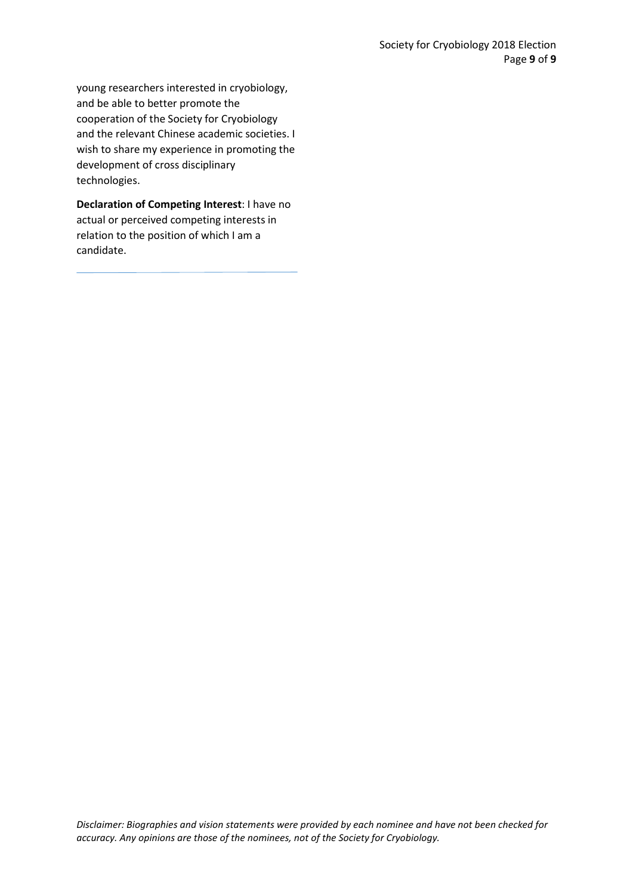young researchers interested in cryobiology, and be able to better promote the cooperation of the Society for Cryobiology and the relevant Chinese academic societies. I wish to share my experience in promoting the development of cross disciplinary technologies.

**Declaration of Competing Interest**: I have no actual or perceived competing interests in relation to the position of which I am a candidate.

---

*Disclaimer: Biographies and vision statements were provided by each nominee and have not been checked for accuracy. Any opinions are those of the nominees, not of the Society for Cryobiology.*